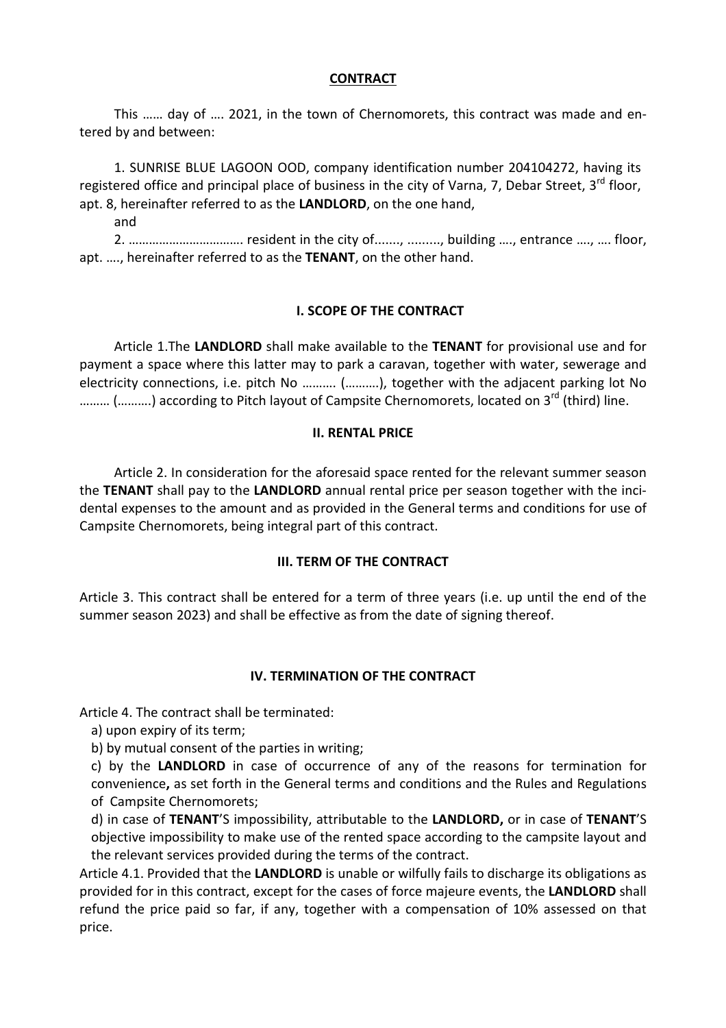**CONTRACT**

This …… day of …. 2021, in the town of Chernomorets, this contract was made and entered by and between:

1. SUNRISE BLUE LAGOON OOD, company identification number 204104272, having its registered office and principal place of business in the city of Varna, 7, Debar Street, 3rd floor, apt. 8, hereinafter referred to as the **LANDLORD**, on the one hand,

and

2. ……………………………. resident in the city of......., ........., building …., entrance …., …. floor, apt. …., hereinafter referred to as the **TENANT**, on the other hand.

**I. SCOPE OF THE CONTRACT**

Article 1.The **LANDLORD** shall make available to the **TENANT** for provisional use and for payment a space where this latter may to park a caravan, together with water, sewerage and electricity connections, i.e. pitch No ………. (……….), together with the adjacent parking lot No ……… (……….) according to Pitch layout of Campsite Chernomorets, located on 3rd (third) line.

**II. RENTAL PRICE**

Article 2. In consideration for the aforesaid space rented for the relevant summer season the **TENANT** shall pay to the **LANDLORD** annual rental price per season together with the incidental expenses to the amount and as provided in the General terms and conditions for use of Campsite Chernomorets, being integral part of this contract.

**III. TERM OF THE CONTRACT**

Article 3. This contract shall be entered for a term of three years (i.e. up until the end of the summer season 2023) and shall be effective as from the date of signing thereof.

**IV. TERMINATION OF THE CONTRACT**

Article 4. The contract shall be terminated:

a) upon expiry of its term;

b) by mutual consent of the parties in writing;

c) by the **LANDLORD** in case of occurrence of any of the reasons for termination for convenience**,** as set forth in the General terms and conditions and the Rules and Regulations of Campsite Chernomorets;

d) in case of **TENANT**'S impossibility, attributable to the **LANDLORD,** or in case of **TENANT**'S objective impossibility to make use of the rented space according to the campsite layout and the relevant services provided during the terms of the contract.

Article 4.1. Provided that the **LANDLORD** is unable or wilfully fails to discharge its obligations as provided for in this contract, except for the cases of force majeure events, the **LANDLORD** shall refund the price paid so far, if any, together with a compensation of 10% assessed on that price.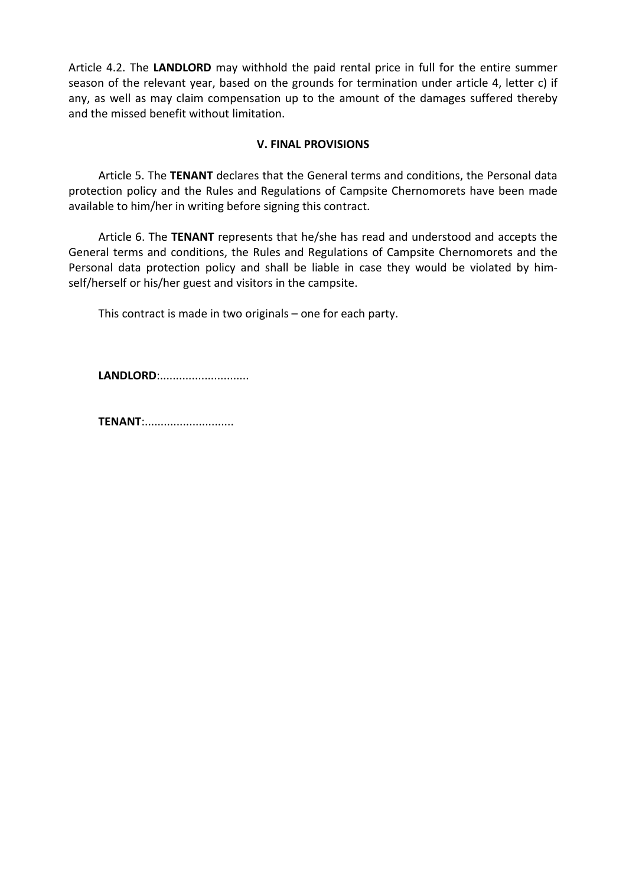Article 4.2. The **LANDLORD** may withhold the paid rental price in full for the entire summer season of the relevant year, based on the grounds for termination under article 4, letter c) if any, as well as may claim compensation up to the amount of the damages suffered thereby and the missed benefit without limitation.

## V. FINAL PROVISIONS

Article 5. The **TENANT** declares that the General terms and conditions, the Personal data protection policy and the Rules and Regulations of Campsite Chernomorets have been made available to him/her in writing before signing this contract.

Article 6. The **TENANT** represents that he/she has read and understood and accepts the General terms and conditions, the Rules and Regulations of Campsite Chernomorets and the Personal data protection policy and shall be liable in case they would be violated by himself/herself or his/her guest and visitors in the campsite.

This contract is made in two originals – one for each party.

**LANDLORD**:............................

**TENANT**:............................